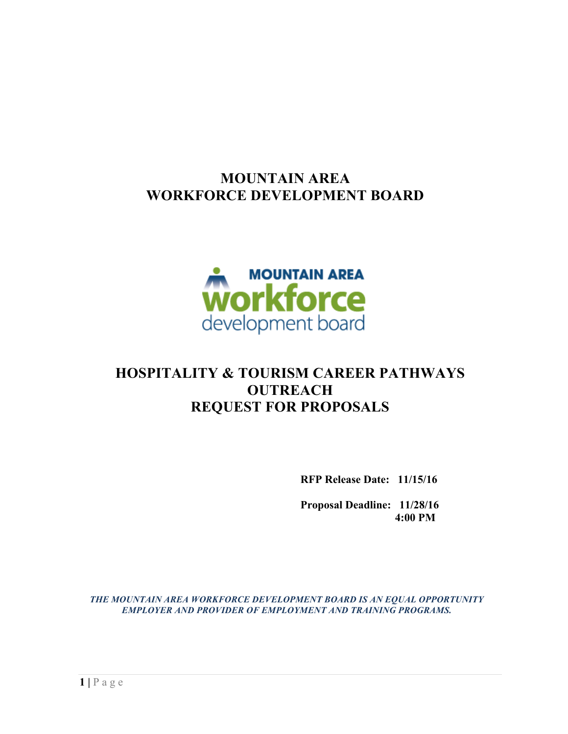# MOUNTAIN AREA WORKFORCE DEVELOPMENT BOARD

MOUNTAIN AREA
workforce
development board

# HOSPITALITY & TOURISM CAREER PATHWAYS OUTREACH REQUEST FOR PROPOSALS

**RFP Release Date: 11/15/16**

**Proposal Deadline: 11/28/16 4:00 PM**

***THE MOUNTAIN AREA WORKFORCE DEVELOPMENT BOARD IS AN EQUAL OPPORTUNITY EMPLOYER AND PROVIDER OF EMPLOYMENT AND TRAINING PROGRAMS.***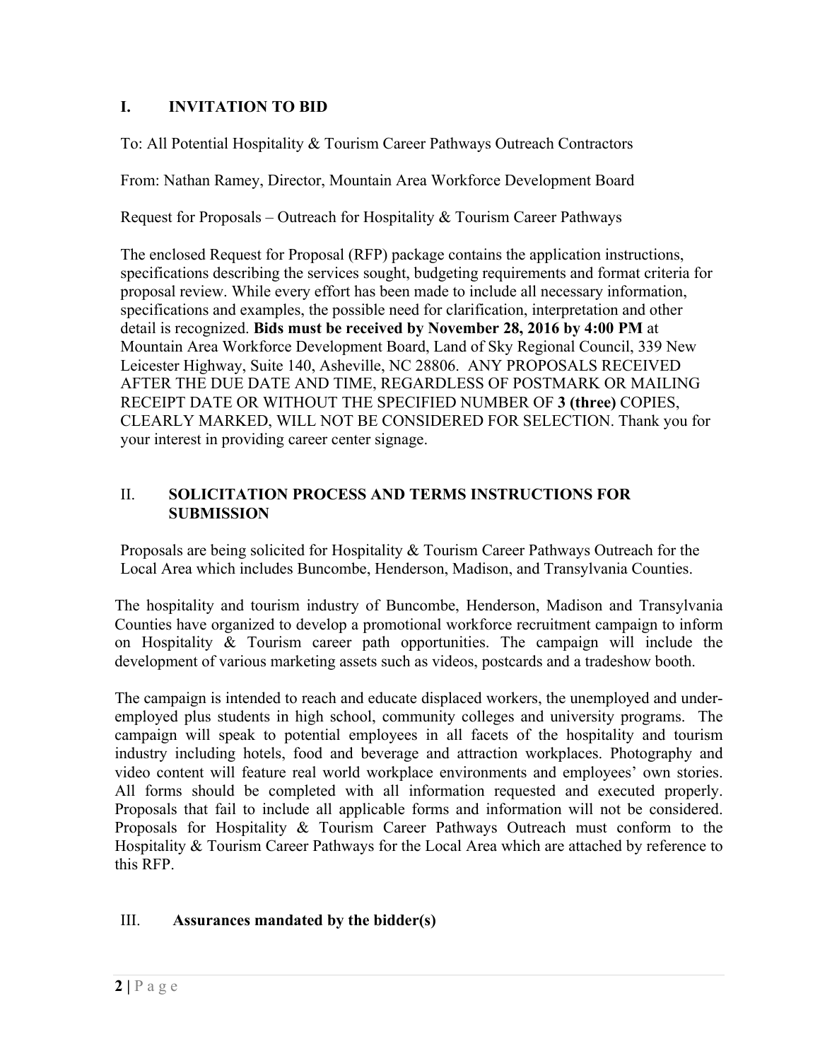## I. INVITATION TO BID

To: All Potential Hospitality & Tourism Career Pathways Outreach Contractors

From: Nathan Ramey, Director, Mountain Area Workforce Development Board

Request for Proposals – Outreach for Hospitality & Tourism Career Pathways

The enclosed Request for Proposal (RFP) package contains the application instructions, specifications describing the services sought, budgeting requirements and format criteria for proposal review. While every effort has been made to include all necessary information, specifications and examples, the possible need for clarification, interpretation and other detail is recognized. **Bids must be received by November 28, 2016 by 4:00 PM** at Mountain Area Workforce Development Board, Land of Sky Regional Council, 339 New Leicester Highway, Suite 140, Asheville, NC 28806. ANY PROPOSALS RECEIVED AFTER THE DUE DATE AND TIME, REGARDLESS OF POSTMARK OR MAILING RECEIPT DATE OR WITHOUT THE SPECIFIED NUMBER OF **3 (three)** COPIES, CLEARLY MARKED, WILL NOT BE CONSIDERED FOR SELECTION. Thank you for your interest in providing career center signage.

## II. SOLICITATION PROCESS AND TERMS INSTRUCTIONS FOR SUBMISSION

Proposals are being solicited for Hospitality & Tourism Career Pathways Outreach for the Local Area which includes Buncombe, Henderson, Madison, and Transylvania Counties.

The hospitality and tourism industry of Buncombe, Henderson, Madison and Transylvania Counties have organized to develop a promotional workforce recruitment campaign to inform on Hospitality & Tourism career path opportunities. The campaign will include the development of various marketing assets such as videos, postcards and a tradeshow booth.

The campaign is intended to reach and educate displaced workers, the unemployed and under-employed plus students in high school, community colleges and university programs. The campaign will speak to potential employees in all facets of the hospitality and tourism industry including hotels, food and beverage and attraction workplaces. Photography and video content will feature real world workplace environments and employees' own stories. All forms should be completed with all information requested and executed properly. Proposals that fail to include all applicable forms and information will not be considered. Proposals for Hospitality & Tourism Career Pathways Outreach must conform to the Hospitality & Tourism Career Pathways for the Local Area which are attached by reference to this RFP.

## III. Assurances mandated by the bidder(s)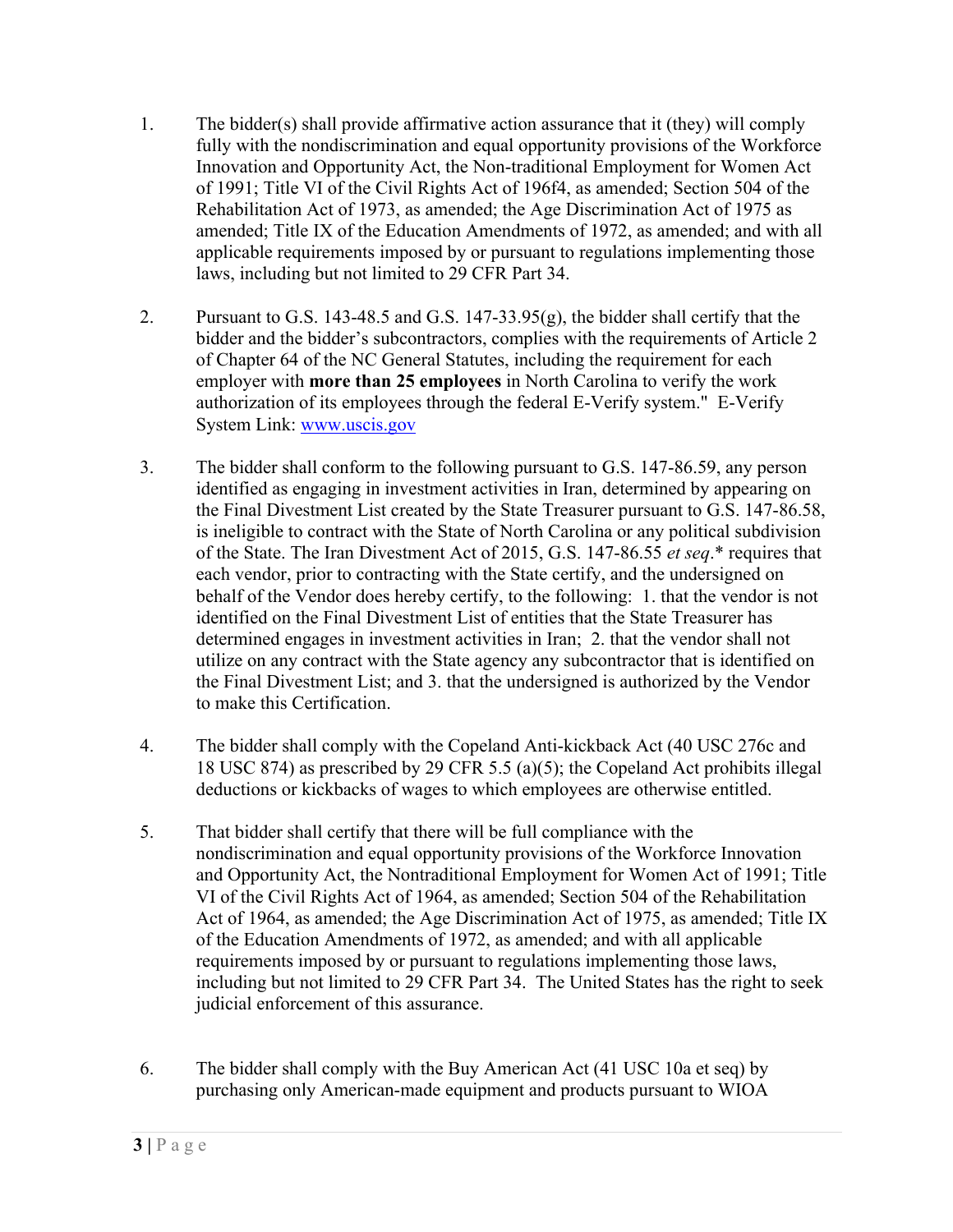1. The bidder(s) shall provide affirmative action assurance that it (they) will comply fully with the nondiscrimination and equal opportunity provisions of the Workforce Innovation and Opportunity Act, the Non-traditional Employment for Women Act of 1991; Title VI of the Civil Rights Act of 196f4, as amended; Section 504 of the Rehabilitation Act of 1973, as amended; the Age Discrimination Act of 1975 as amended; Title IX of the Education Amendments of 1972, as amended; and with all applicable requirements imposed by or pursuant to regulations implementing those laws, including but not limited to 29 CFR Part 34.

2. Pursuant to G.S. 143-48.5 and G.S. 147-33.95(g), the bidder shall certify that the bidder and the bidder's subcontractors, complies with the requirements of Article 2 of Chapter 64 of the NC General Statutes, including the requirement for each employer with **more than 25 employees** in North Carolina to verify the work authorization of its employees through the federal E-Verify system." E-Verify System Link: [www.uscis.gov](http://www.uscis.gov)

3. The bidder shall conform to the following pursuant to G.S. 147-86.59, any person identified as engaging in investment activities in Iran, determined by appearing on the Final Divestment List created by the State Treasurer pursuant to G.S. 147-86.58, is ineligible to contract with the State of North Carolina or any political subdivision of the State. The Iran Divestment Act of 2015, G.S. 147-86.55 *et seq*.* requires that each vendor, prior to contracting with the State certify, and the undersigned on behalf of the Vendor does hereby certify, to the following: 1. that the vendor is not identified on the Final Divestment List of entities that the State Treasurer has determined engages in investment activities in Iran; 2. that the vendor shall not utilize on any contract with the State agency any subcontractor that is identified on the Final Divestment List; and 3. that the undersigned is authorized by the Vendor to make this Certification.

4. The bidder shall comply with the Copeland Anti-kickback Act (40 USC 276c and 18 USC 874) as prescribed by 29 CFR 5.5 (a)(5); the Copeland Act prohibits illegal deductions or kickbacks of wages to which employees are otherwise entitled.

5. That bidder shall certify that there will be full compliance with the nondiscrimination and equal opportunity provisions of the Workforce Innovation and Opportunity Act, the Nontraditional Employment for Women Act of 1991; Title VI of the Civil Rights Act of 1964, as amended; Section 504 of the Rehabilitation Act of 1964, as amended; the Age Discrimination Act of 1975, as amended; Title IX of the Education Amendments of 1972, as amended; and with all applicable requirements imposed by or pursuant to regulations implementing those laws, including but not limited to 29 CFR Part 34. The United States has the right to seek judicial enforcement of this assurance.

6. The bidder shall comply with the Buy American Act (41 USC 10a et seq) by purchasing only American-made equipment and products pursuant to WIOA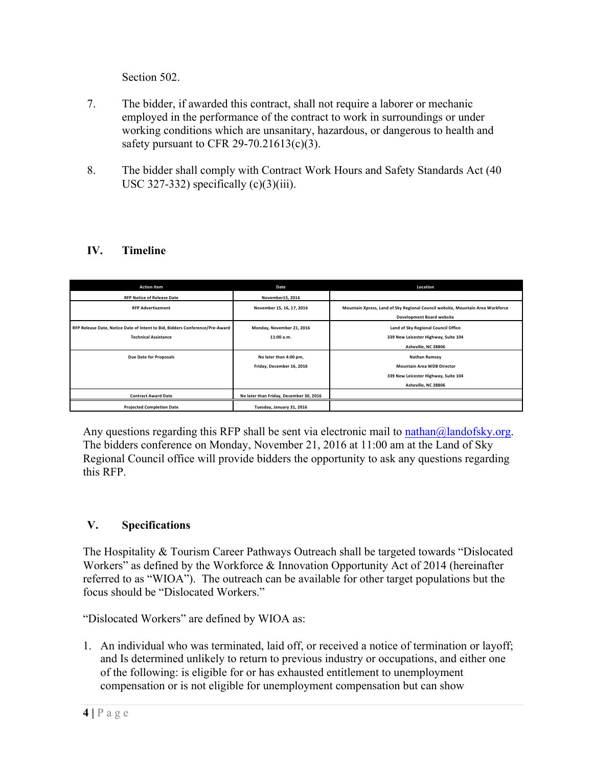Section 502.

7. The bidder, if awarded this contract, shall not require a laborer or mechanic employed in the performance of the contract to work in surroundings or under working conditions which are unsanitary, hazardous, or dangerous to health and safety pursuant to CFR 29-70.21613(c)(3).

8. The bidder shall comply with Contract Work Hours and Safety Standards Act (40 USC 327-332) specifically (c)(3)(iii).

## IV. Timeline

| Action Item | Date | Location |
|---|---|---|
| RFP Notice of Release Date | November15, 2016 | |
| RFP Advertisement | November 15, 16, 17, 2016 | Mountain Xpress, Land of Sky Regional Council website, Mountain Area Workforce Development Board website |
| RFP Release Date, Notice Date of Intent to Bid, Bidders Conference/Pre-Award Technical Assistance | Monday, November 21, 2016<br>11:00 a.m. | Land of Sky Regional Council Office<br>339 New Leicester Highway, Suite 104<br>Asheville, NC 28806 |
| Due Date for Proposals | No later than 4:00 pm,<br>Friday, December 16, 2016 | Nathan Ramsey<br>Mountain Area WDB Director<br>339 New Leicester Highway, Suite 104<br>Asheville, NC 28806 |
| Contract Award Date | No later than Friday, December 30, 2016 | |
| Projected Completion Date | Tuesday, January 31, 2016 | |

Any questions regarding this RFP shall be sent via electronic mail to nathan@landofsky.org. The bidders conference on Monday, November 21, 2016 at 11:00 am at the Land of Sky Regional Council office will provide bidders the opportunity to ask any questions regarding this RFP.

## V. Specifications

The Hospitality & Tourism Career Pathways Outreach shall be targeted towards "Dislocated Workers" as defined by the Workforce & Innovation Opportunity Act of 2014 (hereinafter referred to as "WIOA"). The outreach can be available for other target populations but the focus should be "Dislocated Workers."

"Dislocated Workers" are defined by WIOA as:

1. An individual who was terminated, laid off, or received a notice of termination or layoff; and Is determined unlikely to return to previous industry or occupations, and either one of the following: is eligible for or has exhausted entitlement to unemployment compensation or is not eligible for unemployment compensation but can show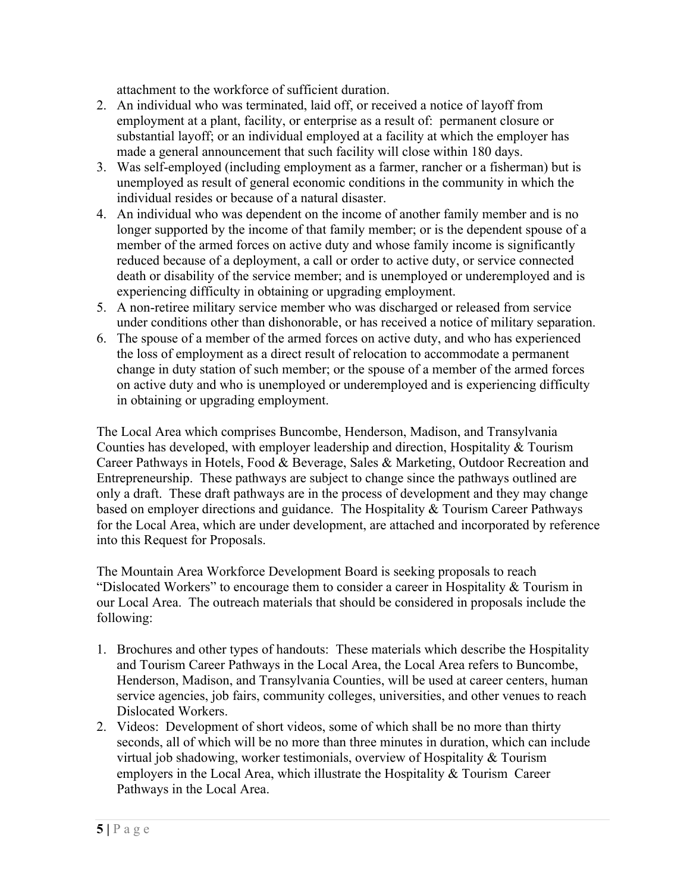attachment to the workforce of sufficient duration.

2. An individual who was terminated, laid off, or received a notice of layoff from employment at a plant, facility, or enterprise as a result of: permanent closure or substantial layoff; or an individual employed at a facility at which the employer has made a general announcement that such facility will close within 180 days.
3. Was self-employed (including employment as a farmer, rancher or a fisherman) but is unemployed as result of general economic conditions in the community in which the individual resides or because of a natural disaster.
4. An individual who was dependent on the income of another family member and is no longer supported by the income of that family member; or is the dependent spouse of a member of the armed forces on active duty and whose family income is significantly reduced because of a deployment, a call or order to active duty, or service connected death or disability of the service member; and is unemployed or underemployed and is experiencing difficulty in obtaining or upgrading employment.
5. A non-retiree military service member who was discharged or released from service under conditions other than dishonorable, or has received a notice of military separation.
6. The spouse of a member of the armed forces on active duty, and who has experienced the loss of employment as a direct result of relocation to accommodate a permanent change in duty station of such member; or the spouse of a member of the armed forces on active duty and who is unemployed or underemployed and is experiencing difficulty in obtaining or upgrading employment.

The Local Area which comprises Buncombe, Henderson, Madison, and Transylvania Counties has developed, with employer leadership and direction, Hospitality & Tourism Career Pathways in Hotels, Food & Beverage, Sales & Marketing, Outdoor Recreation and Entrepreneurship. These pathways are subject to change since the pathways outlined are only a draft. These draft pathways are in the process of development and they may change based on employer directions and guidance. The Hospitality & Tourism Career Pathways for the Local Area, which are under development, are attached and incorporated by reference into this Request for Proposals.

The Mountain Area Workforce Development Board is seeking proposals to reach "Dislocated Workers" to encourage them to consider a career in Hospitality & Tourism in our Local Area. The outreach materials that should be considered in proposals include the following:

1. Brochures and other types of handouts: These materials which describe the Hospitality and Tourism Career Pathways in the Local Area, the Local Area refers to Buncombe, Henderson, Madison, and Transylvania Counties, will be used at career centers, human service agencies, job fairs, community colleges, universities, and other venues to reach Dislocated Workers.
2. Videos: Development of short videos, some of which shall be no more than thirty seconds, all of which will be no more than three minutes in duration, which can include virtual job shadowing, worker testimonials, overview of Hospitality & Tourism employers in the Local Area, which illustrate the Hospitality & Tourism Career Pathways in the Local Area.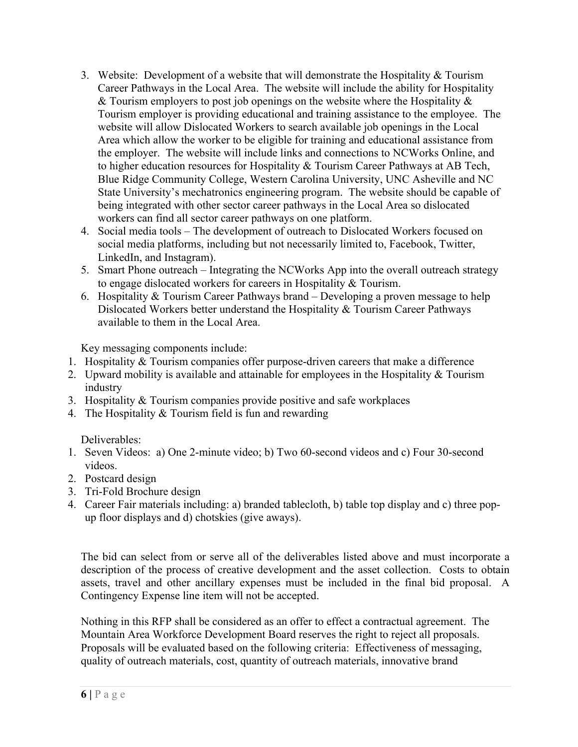3. Website: Development of a website that will demonstrate the Hospitality & Tourism Career Pathways in the Local Area. The website will include the ability for Hospitality & Tourism employers to post job openings on the website where the Hospitality & Tourism employer is providing educational and training assistance to the employee. The website will allow Dislocated Workers to search available job openings in the Local Area which allow the worker to be eligible for training and educational assistance from the employer. The website will include links and connections to NCWorks Online, and to higher education resources for Hospitality & Tourism Career Pathways at AB Tech, Blue Ridge Community College, Western Carolina University, UNC Asheville and NC State University's mechatronics engineering program. The website should be capable of being integrated with other sector career pathways in the Local Area so dislocated workers can find all sector career pathways on one platform.
4. Social media tools – The development of outreach to Dislocated Workers focused on social media platforms, including but not necessarily limited to, Facebook, Twitter, LinkedIn, and Instagram).
5. Smart Phone outreach – Integrating the NCWorks App into the overall outreach strategy to engage dislocated workers for careers in Hospitality & Tourism.
6. Hospitality & Tourism Career Pathways brand – Developing a proven message to help Dislocated Workers better understand the Hospitality & Tourism Career Pathways available to them in the Local Area.

Key messaging components include:

1. Hospitality & Tourism companies offer purpose-driven careers that make a difference
2. Upward mobility is available and attainable for employees in the Hospitality & Tourism industry
3. Hospitality & Tourism companies provide positive and safe workplaces
4. The Hospitality & Tourism field is fun and rewarding

Deliverables:

1. Seven Videos: a) One 2-minute video; b) Two 60-second videos and c) Four 30-second videos.
2. Postcard design
3. Tri-Fold Brochure design
4. Career Fair materials including: a) branded tablecloth, b) table top display and c) three pop-up floor displays and d) chotskies (give aways).

The bid can select from or serve all of the deliverables listed above and must incorporate a description of the process of creative development and the asset collection. Costs to obtain assets, travel and other ancillary expenses must be included in the final bid proposal. A Contingency Expense line item will not be accepted.

Nothing in this RFP shall be considered as an offer to effect a contractual agreement. The Mountain Area Workforce Development Board reserves the right to reject all proposals. Proposals will be evaluated based on the following criteria: Effectiveness of messaging, quality of outreach materials, cost, quantity of outreach materials, innovative brand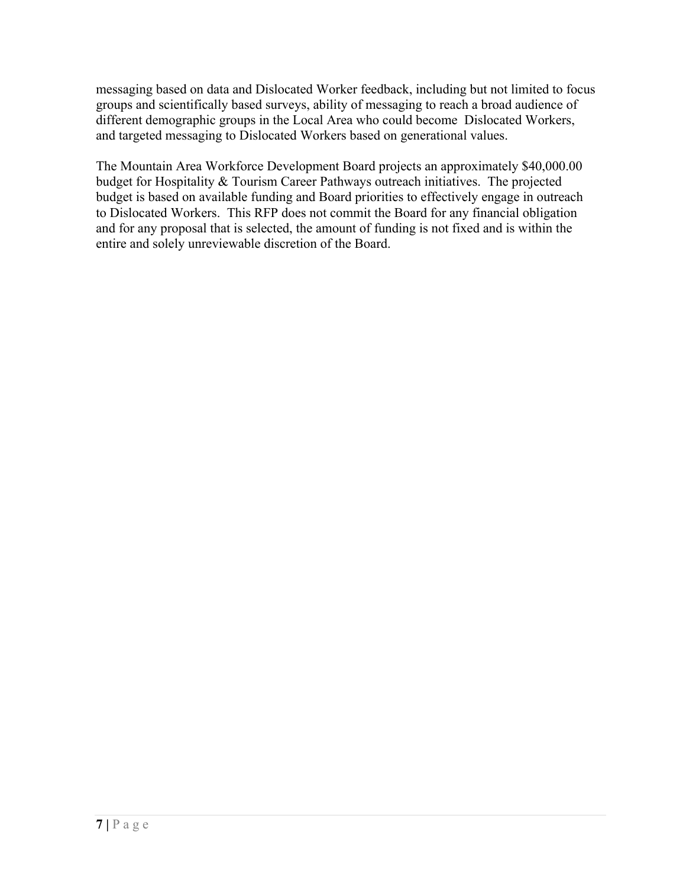messaging based on data and Dislocated Worker feedback, including but not limited to focus groups and scientifically based surveys, ability of messaging to reach a broad audience of different demographic groups in the Local Area who could become Dislocated Workers, and targeted messaging to Dislocated Workers based on generational values.

The Mountain Area Workforce Development Board projects an approximately $40,000.00 budget for Hospitality & Tourism Career Pathways outreach initiatives. The projected budget is based on available funding and Board priorities to effectively engage in outreach to Dislocated Workers. This RFP does not commit the Board for any financial obligation and for any proposal that is selected, the amount of funding is not fixed and is within the entire and solely unreviewable discretion of the Board.